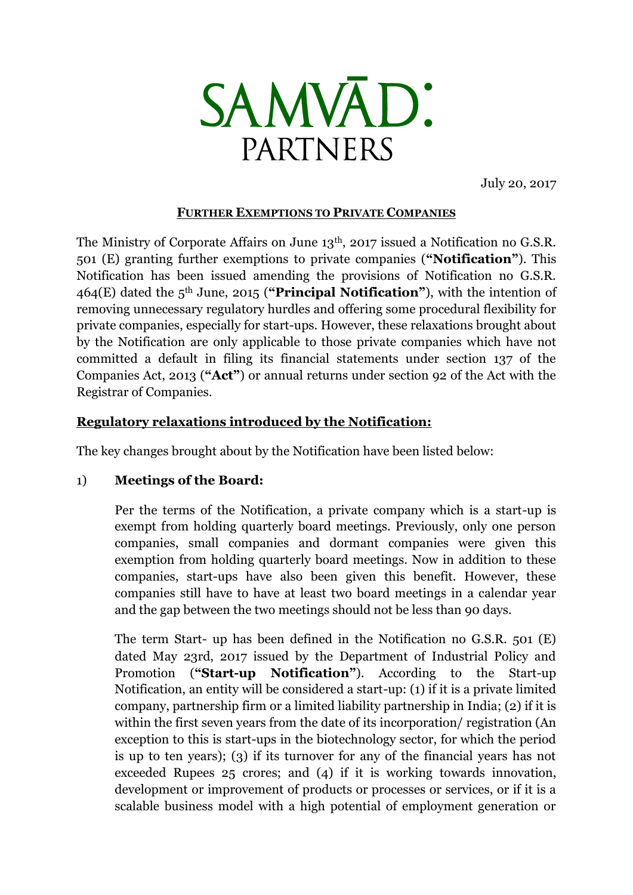# SAMVĀD: PARTNERS

July 20, 2017

**FURTHER EXEMPTIONS TO PRIVATE COMPANIES**

The Ministry of Corporate Affairs on June 13th, 2017 issued a Notification no G.S.R. 501 (E) granting further exemptions to private companies (**"Notification"**). This Notification has been issued amending the provisions of Notification no G.S.R. 464(E) dated the 5th June, 2015 (**"Principal Notification"**), with the intention of removing unnecessary regulatory hurdles and offering some procedural flexibility for private companies, especially for start-ups. However, these relaxations brought about by the Notification are only applicable to those private companies which have not committed a default in filing its financial statements under section 137 of the Companies Act, 2013 (**"Act"**) or annual returns under section 92 of the Act with the Registrar of Companies.

## Regulatory relaxations introduced by the Notification:

The key changes brought about by the Notification have been listed below:

1) **Meetings of the Board:**

   Per the terms of the Notification, a private company which is a start-up is exempt from holding quarterly board meetings. Previously, only one person companies, small companies and dormant companies were given this exemption from holding quarterly board meetings. Now in addition to these companies, start-ups have also been given this benefit. However, these companies still have to have at least two board meetings in a calendar year and the gap between the two meetings should not be less than 90 days.

   The term Start- up has been defined in the Notification no G.S.R. 501 (E) dated May 23rd, 2017 issued by the Department of Industrial Policy and Promotion (**"Start-up Notification"**). According to the Start-up Notification, an entity will be considered a start-up: (1) if it is a private limited company, partnership firm or a limited liability partnership in India; (2) if it is within the first seven years from the date of its incorporation/ registration (An exception to this is start-ups in the biotechnology sector, for which the period is up to ten years); (3) if its turnover for any of the financial years has not exceeded Rupees 25 crores; and (4) if it is working towards innovation, development or improvement of products or processes or services, or if it is a scalable business model with a high potential of employment generation or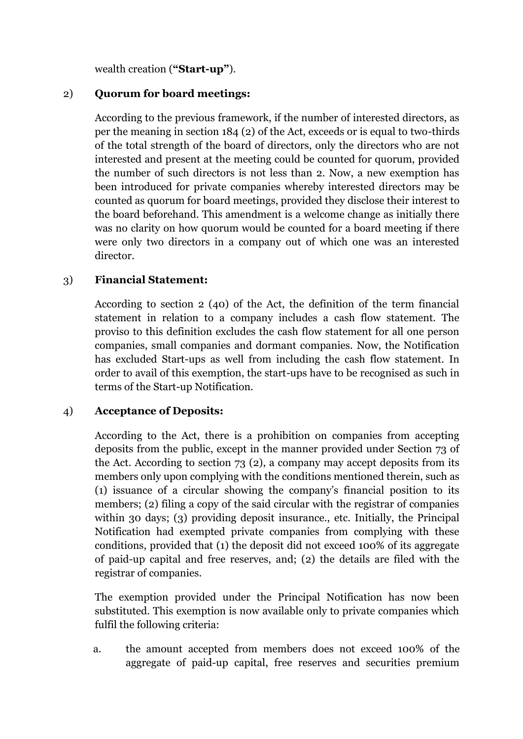wealth creation (**"Start-up"**).

2) **Quorum for board meetings:**

According to the previous framework, if the number of interested directors, as per the meaning in section 184 (2) of the Act, exceeds or is equal to two-thirds of the total strength of the board of directors, only the directors who are not interested and present at the meeting could be counted for quorum, provided the number of such directors is not less than 2. Now, a new exemption has been introduced for private companies whereby interested directors may be counted as quorum for board meetings, provided they disclose their interest to the board beforehand. This amendment is a welcome change as initially there was no clarity on how quorum would be counted for a board meeting if there were only two directors in a company out of which one was an interested director.

3) **Financial Statement:**

According to section 2 (40) of the Act, the definition of the term financial statement in relation to a company includes a cash flow statement. The proviso to this definition excludes the cash flow statement for all one person companies, small companies and dormant companies. Now, the Notification has excluded Start-ups as well from including the cash flow statement. In order to avail of this exemption, the start-ups have to be recognised as such in terms of the Start-up Notification.

4) **Acceptance of Deposits:**

According to the Act, there is a prohibition on companies from accepting deposits from the public, except in the manner provided under Section 73 of the Act. According to section 73 (2), a company may accept deposits from its members only upon complying with the conditions mentioned therein, such as (1) issuance of a circular showing the company's financial position to its members; (2) filing a copy of the said circular with the registrar of companies within 30 days; (3) providing deposit insurance., etc. Initially, the Principal Notification had exempted private companies from complying with these conditions, provided that (1) the deposit did not exceed 100% of its aggregate of paid-up capital and free reserves, and; (2) the details are filed with the registrar of companies.

The exemption provided under the Principal Notification has now been substituted. This exemption is now available only to private companies which fulfil the following criteria:

a. the amount accepted from members does not exceed 100% of the aggregate of paid-up capital, free reserves and securities premium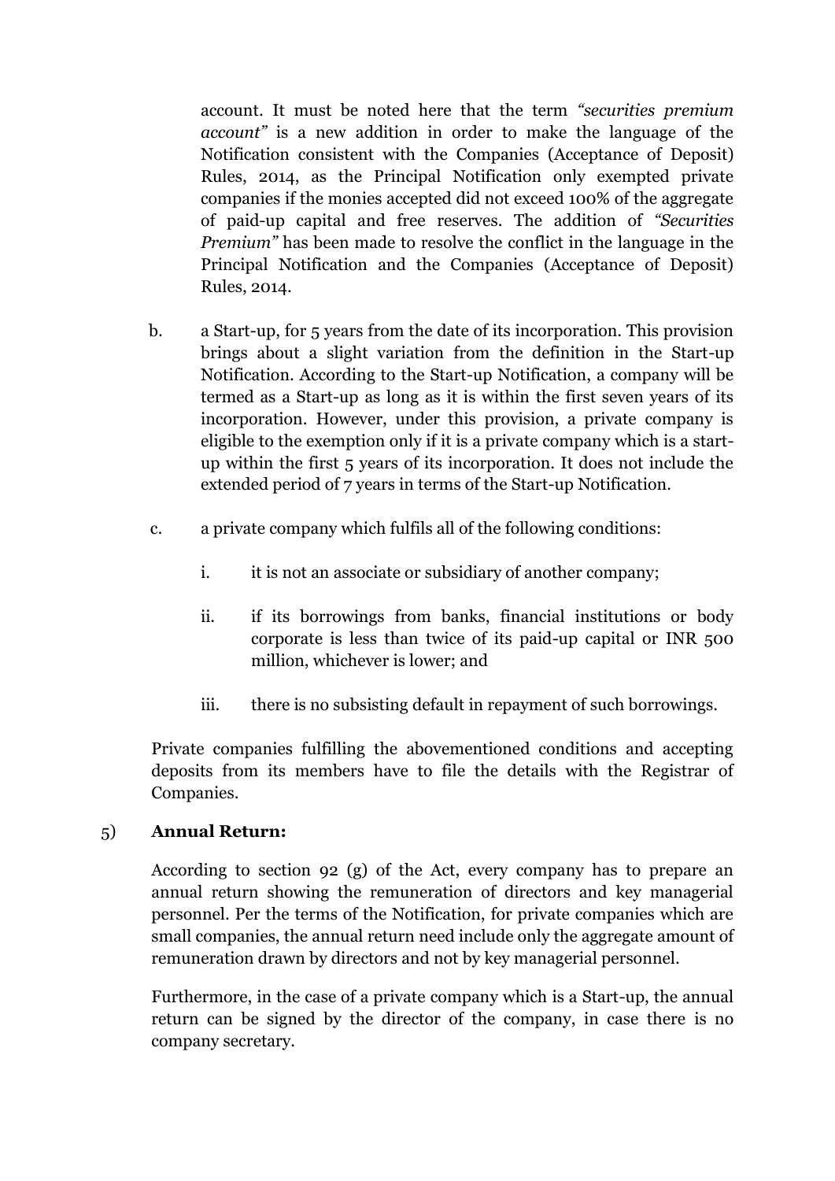account. It must be noted here that the term *"securities premium account"* is a new addition in order to make the language of the Notification consistent with the Companies (Acceptance of Deposit) Rules, 2014, as the Principal Notification only exempted private companies if the monies accepted did not exceed 100% of the aggregate of paid-up capital and free reserves. The addition of *"Securities Premium"* has been made to resolve the conflict in the language in the Principal Notification and the Companies (Acceptance of Deposit) Rules, 2014.

b. a Start-up, for 5 years from the date of its incorporation. This provision brings about a slight variation from the definition in the Start-up Notification. According to the Start-up Notification, a company will be termed as a Start-up as long as it is within the first seven years of its incorporation. However, under this provision, a private company is eligible to the exemption only if it is a private company which is a start-up within the first 5 years of its incorporation. It does not include the extended period of 7 years in terms of the Start-up Notification.

c. a private company which fulfils all of the following conditions:

   i. it is not an associate or subsidiary of another company;

   ii. if its borrowings from banks, financial institutions or body corporate is less than twice of its paid-up capital or INR 500 million, whichever is lower; and

   iii. there is no subsisting default in repayment of such borrowings.

Private companies fulfilling the abovementioned conditions and accepting deposits from its members have to file the details with the Registrar of Companies.

5) **Annual Return:**

According to section 92 (g) of the Act, every company has to prepare an annual return showing the remuneration of directors and key managerial personnel. Per the terms of the Notification, for private companies which are small companies, the annual return need include only the aggregate amount of remuneration drawn by directors and not by key managerial personnel.

Furthermore, in the case of a private company which is a Start-up, the annual return can be signed by the director of the company, in case there is no company secretary.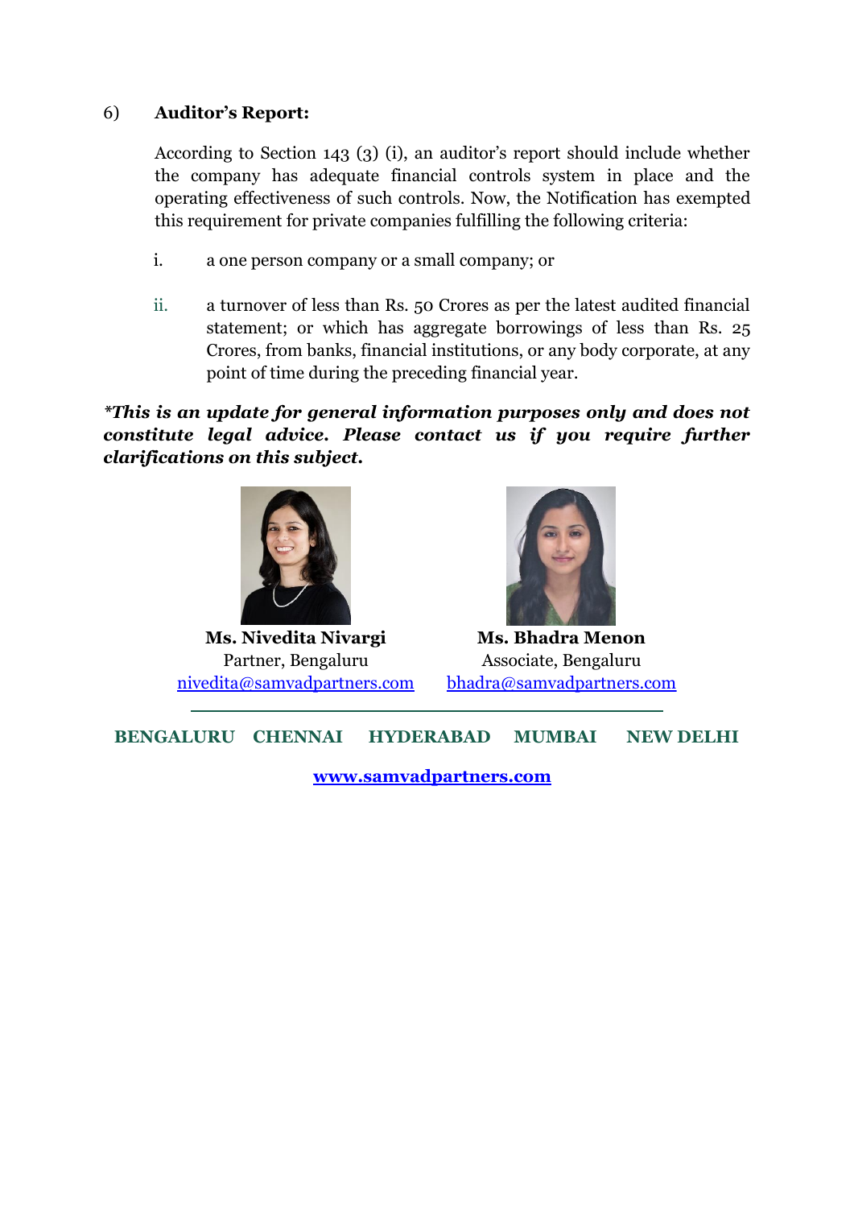6) **Auditor's Report:**

According to Section 143 (3) (i), an auditor's report should include whether the company has adequate financial controls system in place and the operating effectiveness of such controls. Now, the Notification has exempted this requirement for private companies fulfilling the following criteria:

i. a one person company or a small company; or

ii. a turnover of less than Rs. 50 Crores as per the latest audited financial statement; or which has aggregate borrowings of less than Rs. 25 Crores, from banks, financial institutions, or any body corporate, at any point of time during the preceding financial year.

***This is an update for general information purposes only and does not constitute legal advice. Please contact us if you require further clarifications on this subject.***

**Ms. Nivedita Nivargi**
Partner, Bengaluru
nivedita@samvadpartners.com

**Ms. Bhadra Menon**
Associate, Bengaluru
bhadra@samvadpartners.com

**BENGALURU CHENNAI HYDERABAD MUMBAI NEW DELHI**

**www.samvadpartners.com**